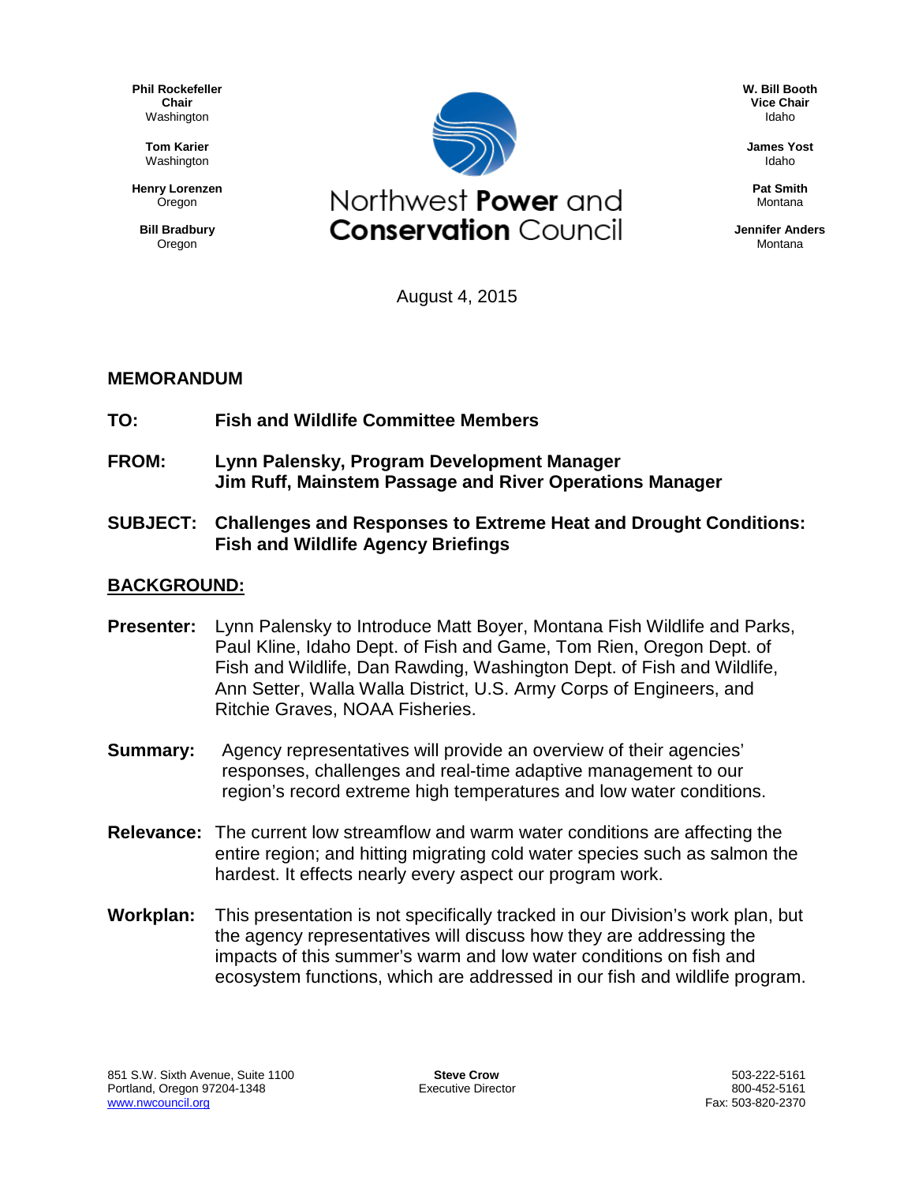**Phil Rockefeller**
**Chair**
Washington

**Tom Karier**
Washington

**Henry Lorenzen**
Oregon

**Bill Bradbury**
Oregon

# Northwest **Power** and **Conservation** Council

**W. Bill Booth**
**Vice Chair**
Idaho

**James Yost**
Idaho

**Pat Smith**
Montana

**Jennifer Anders**
Montana

August 4, 2015

## MEMORANDUM

**TO:** **Fish and Wildlife Committee Members**

**FROM:** **Lynn Palensky, Program Development Manager**
**Jim Ruff, Mainstem Passage and River Operations Manager**

**SUBJECT:** **Challenges and Responses to Extreme Heat and Drought Conditions: Fish and Wildlife Agency Briefings**

## BACKGROUND:

**Presenter:** Lynn Palensky to Introduce Matt Boyer, Montana Fish Wildlife and Parks, Paul Kline, Idaho Dept. of Fish and Game, Tom Rien, Oregon Dept. of Fish and Wildlife, Dan Rawding, Washington Dept. of Fish and Wildlife, Ann Setter, Walla Walla District, U.S. Army Corps of Engineers, and Ritchie Graves, NOAA Fisheries.

**Summary:** Agency representatives will provide an overview of their agencies' responses, challenges and real-time adaptive management to our region's record extreme high temperatures and low water conditions.

**Relevance:** The current low streamflow and warm water conditions are affecting the entire region; and hitting migrating cold water species such as salmon the hardest. It effects nearly every aspect our program work.

**Workplan:** This presentation is not specifically tracked in our Division's work plan, but the agency representatives will discuss how they are addressing the impacts of this summer's warm and low water conditions on fish and ecosystem functions, which are addressed in our fish and wildlife program.

851 S.W. Sixth Avenue, Suite 1100
Portland, Oregon 97204-1348
www.nwcouncil.org

**Steve Crow**
Executive Director

503-222-5161
800-452-5161
Fax: 503-820-2370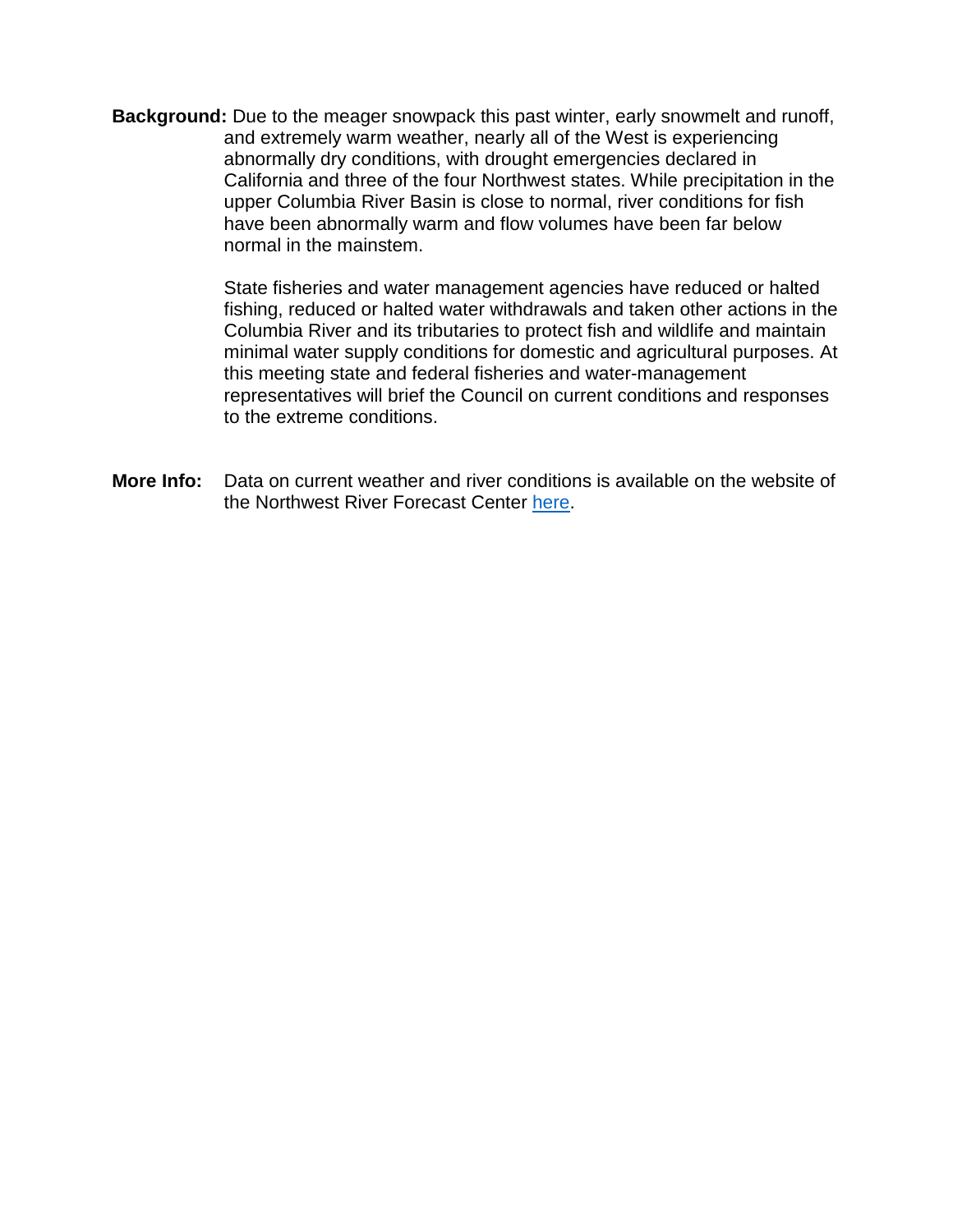**Background:** Due to the meager snowpack this past winter, early snowmelt and runoff, and extremely warm weather, nearly all of the West is experiencing abnormally dry conditions, with drought emergencies declared in California and three of the four Northwest states. While precipitation in the upper Columbia River Basin is close to normal, river conditions for fish have been abnormally warm and flow volumes have been far below normal in the mainstem.

State fisheries and water management agencies have reduced or halted fishing, reduced or halted water withdrawals and taken other actions in the Columbia River and its tributaries to protect fish and wildlife and maintain minimal water supply conditions for domestic and agricultural purposes. At this meeting state and federal fisheries and water-management representatives will brief the Council on current conditions and responses to the extreme conditions.

**More Info:** Data on current weather and river conditions is available on the website of the Northwest River Forecast Center here.